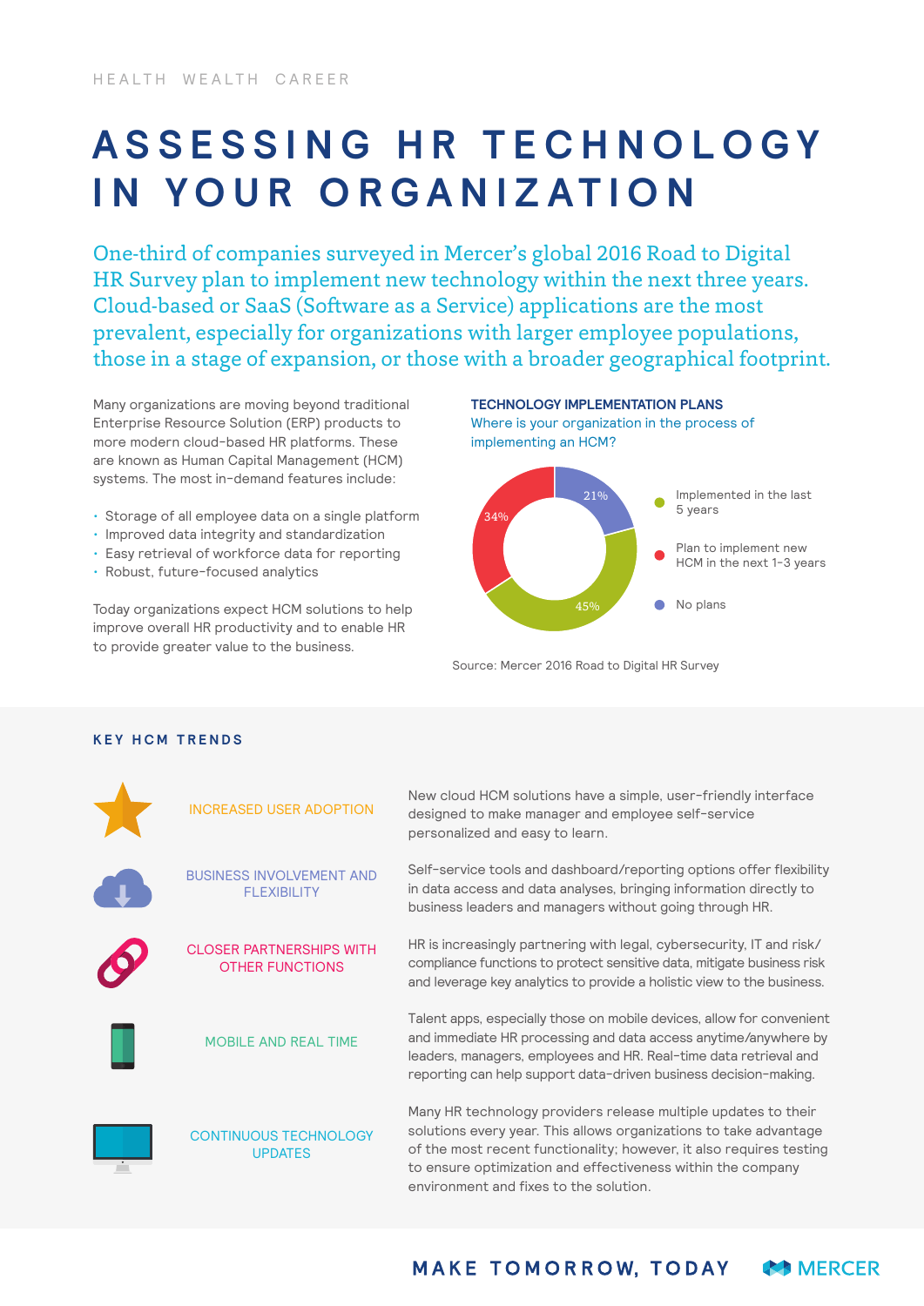HEALTH WEALTH CAREER

# ASSESSING HR TECHNOLOGY IN YOUR ORGANIZATION

One-third of companies surveyed in Mercer's global 2016 Road to Digital HR Survey plan to implement new technology within the next three years. Cloud-based or SaaS (Software as a Service) applications are the most prevalent, especially for organizations with larger employee populations, those in a stage of expansion, or those with a broader geographical footprint.

Many organizations are moving beyond traditional Enterprise Resource Solution (ERP) products to more modern cloud-based HR platforms. These are known as Human Capital Management (HCM) systems. The most in-demand features include:

- Storage of all employee data on a single platform
- Improved data integrity and standardization
- Easy retrieval of workforce data for reporting
- Robust, future-focused analytics

Today organizations expect HCM solutions to help improve overall HR productivity and to enable HR to provide greater value to the business.

**TECHNOLOGY IMPLEMENTATION PLANS**

Where is your organization in the process of implementing an HCM?

| Status | Percentage |
|---|---|
| Implemented in the last 5 years | 45% |
| Plan to implement new HCM in the next 1-3 years | 34% |
| No plans | 21% |

Source: Mercer 2016 Road to Digital HR Survey

## KEY HCM TRENDS

**INCREASED USER ADOPTION**

New cloud HCM solutions have a simple, user-friendly interface designed to make manager and employee self-service personalized and easy to learn.

**BUSINESS INVOLVEMENT AND FLEXIBILITY**

Self-service tools and dashboard/reporting options offer flexibility in data access and data analyses, bringing information directly to business leaders and managers without going through HR.

**CLOSER PARTNERSHIPS WITH OTHER FUNCTIONS**

HR is increasingly partnering with legal, cybersecurity, IT and risk/compliance functions to protect sensitive data, mitigate business risk and leverage key analytics to provide a holistic view to the business.

**MOBILE AND REAL TIME**

Talent apps, especially those on mobile devices, allow for convenient and immediate HR processing and data access anytime/anywhere by leaders, managers, employees and HR. Real-time data retrieval and reporting can help support data-driven business decision-making.

**CONTINUOUS TECHNOLOGY UPDATES**

Many HR technology providers release multiple updates to their solutions every year. This allows organizations to take advantage of the most recent functionality; however, it also requires testing to ensure optimization and effectiveness within the company environment and fixes to the solution.

MAKE TOMORROW, TODAY MERCER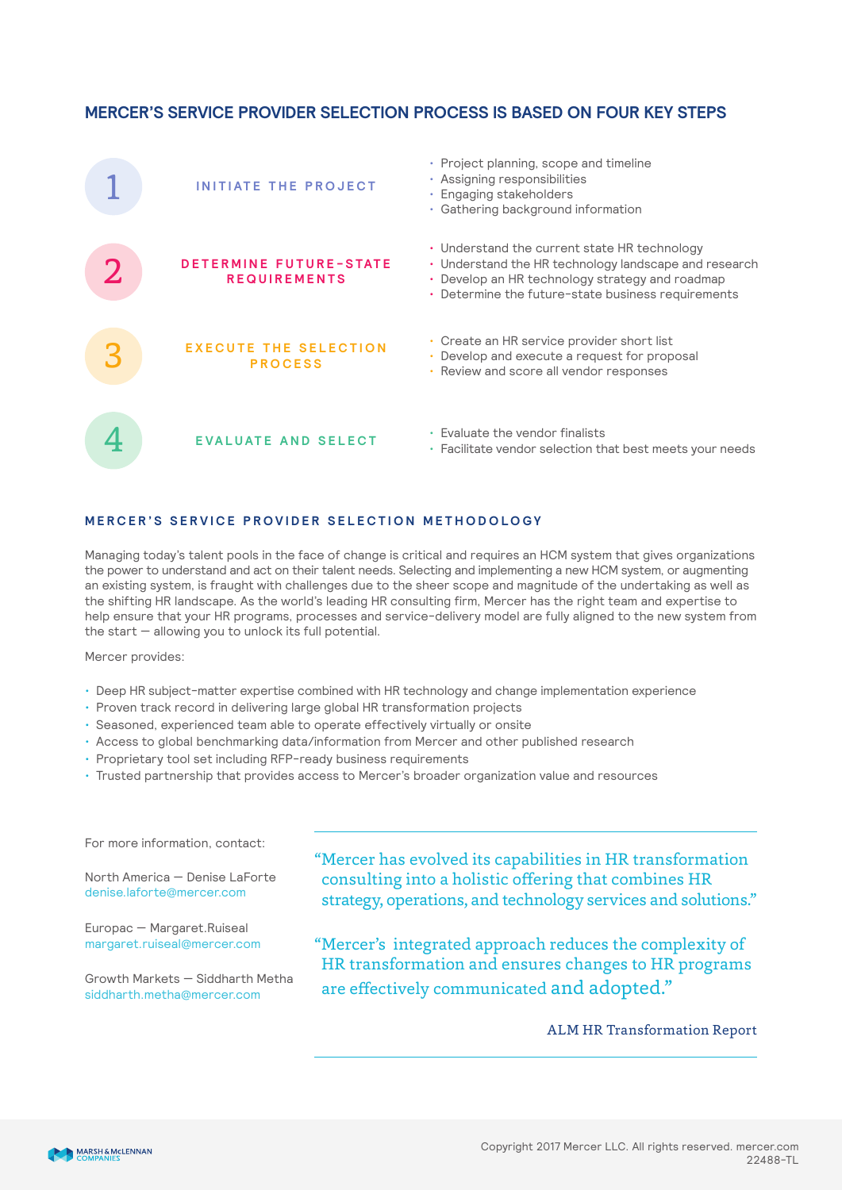## MERCER'S SERVICE PROVIDER SELECTION PROCESS IS BASED ON FOUR KEY STEPS

**1 — INITIATE THE PROJECT**

- Project planning, scope and timeline
- Assigning responsibilities
- Engaging stakeholders
- Gathering background information

**2 — DETERMINE FUTURE-STATE REQUIREMENTS**

- Understand the current state HR technology
- Understand the HR technology landscape and research
- Develop an HR technology strategy and roadmap
- Determine the future-state business requirements

**3 — EXECUTE THE SELECTION PROCESS**

- Create an HR service provider short list
- Develop and execute a request for proposal
- Review and score all vendor responses

**4 — EVALUATE AND SELECT**

- Evaluate the vendor finalists
- Facilitate vendor selection that best meets your needs

### MERCER'S SERVICE PROVIDER SELECTION METHODOLOGY

Managing today's talent pools in the face of change is critical and requires an HCM system that gives organizations the power to understand and act on their talent needs. Selecting and implementing a new HCM system, or augmenting an existing system, is fraught with challenges due to the sheer scope and magnitude of the undertaking as well as the shifting HR landscape. As the world's leading HR consulting firm, Mercer has the right team and expertise to help ensure that your HR programs, processes and service-delivery model are fully aligned to the new system from the start — allowing you to unlock its full potential.

Mercer provides:

- Deep HR subject-matter expertise combined with HR technology and change implementation experience
- Proven track record in delivering large global HR transformation projects
- Seasoned, experienced team able to operate effectively virtually or onsite
- Access to global benchmarking data/information from Mercer and other published research
- Proprietary tool set including RFP-ready business requirements
- Trusted partnership that provides access to Mercer's broader organization value and resources

For more information, contact:

North America — Denise LaForte
denise.laforte@mercer.com

Europac — Margaret.Ruiseal
margaret.ruiseal@mercer.com

Growth Markets — Siddharth Metha
siddharth.metha@mercer.com

> "Mercer has evolved its capabilities in HR transformation consulting into a holistic offering that combines HR strategy, operations, and technology services and solutions."
>
> "Mercer's integrated approach reduces the complexity of HR transformation and ensures changes to HR programs are effectively communicated and adopted."
>
> ALM HR Transformation Report

MARSH & McLENNAN COMPANIES

Copyright 2017 Mercer LLC. All rights reserved. mercer.com
22488-TL